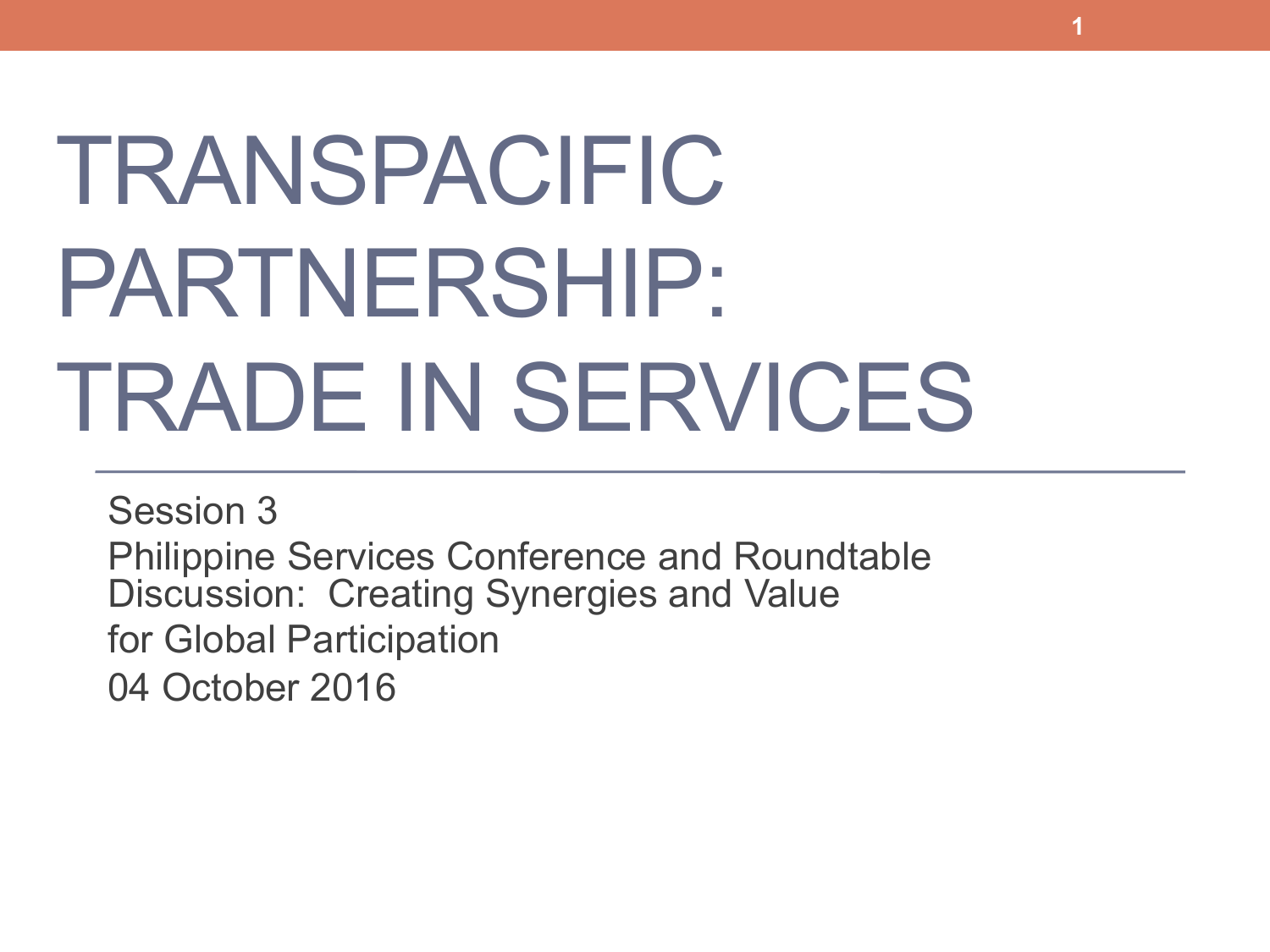# TRANSPACIFIC PARTNERSHIP: TRADE IN SERVICES

Session 3

Philippine Services Conference and Roundtable Discussion: Creating Synergies and Value for Global Participation

04 October 2016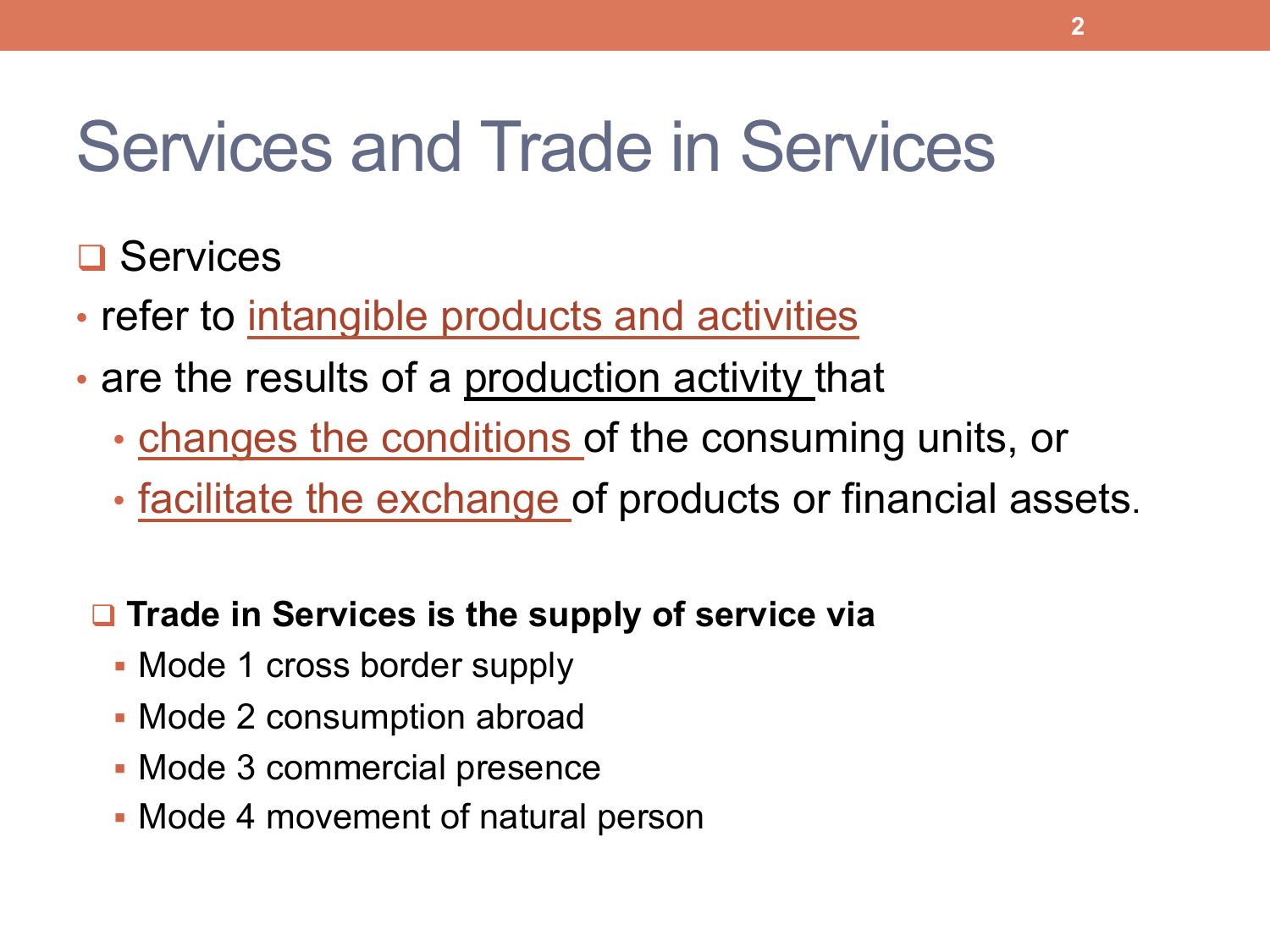# Services and Trade in Services

- Services
  - refer to intangible products and activities
  - are the results of a production activity that
    - changes the conditions of the consuming units, or
    - facilitate the exchange of products or financial assets.

- **Trade in Services is the supply of service via**
  - Mode 1 cross border supply
  - Mode 2 consumption abroad
  - Mode 3 commercial presence
  - Mode 4 movement of natural person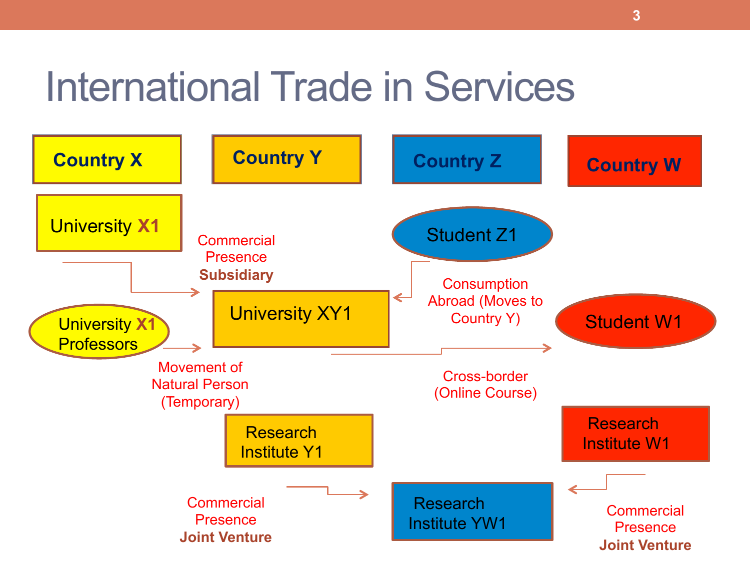# International Trade in Services

**Country X**

**Country Y**

**Country Z**

**Country W**

University X1

Commercial Presence **Subsidiary**

Student Z1

Consumption Abroad (Moves to Country Y)

University XY1

University X1 Professors

Student W1

Movement of Natural Person (Temporary)

Cross-border (Online Course)

Research Institute Y1

Research Institute W1

Research Institute YW1

Commercial Presence **Joint Venture**

Commercial Presence **Joint Venture**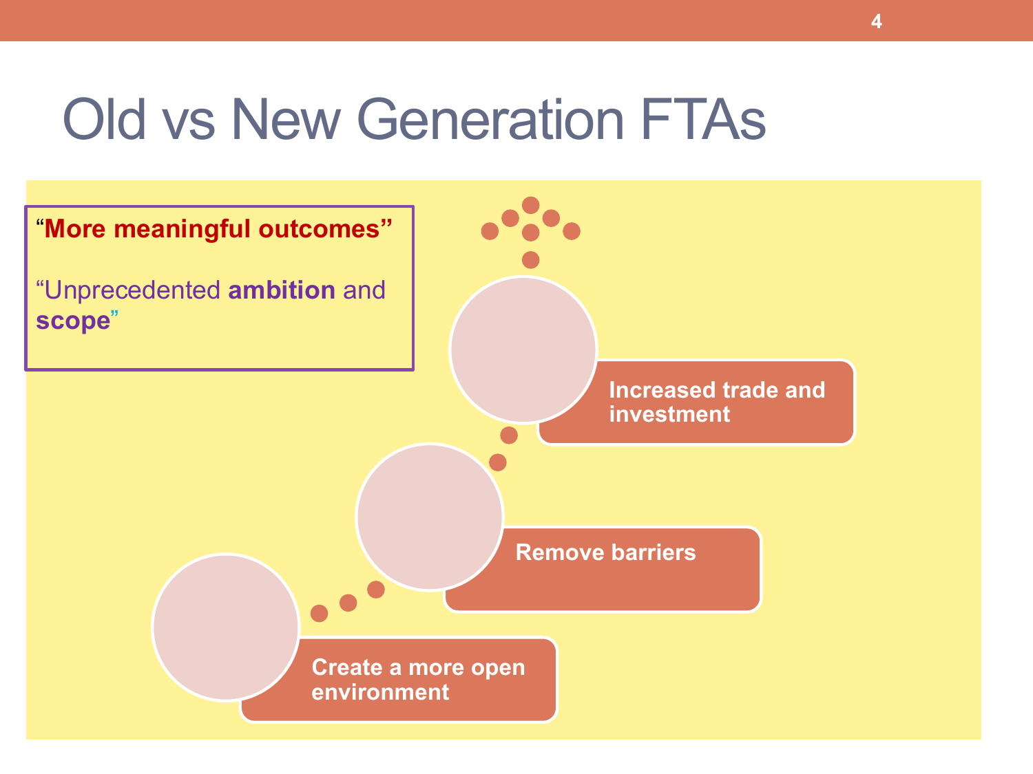# Old vs New Generation FTAs

**"More meaningful outcomes"**

"Unprecedented **ambition** and **scope**"

- **Create a more open environment**
- **Remove barriers**
- **Increased trade and investment**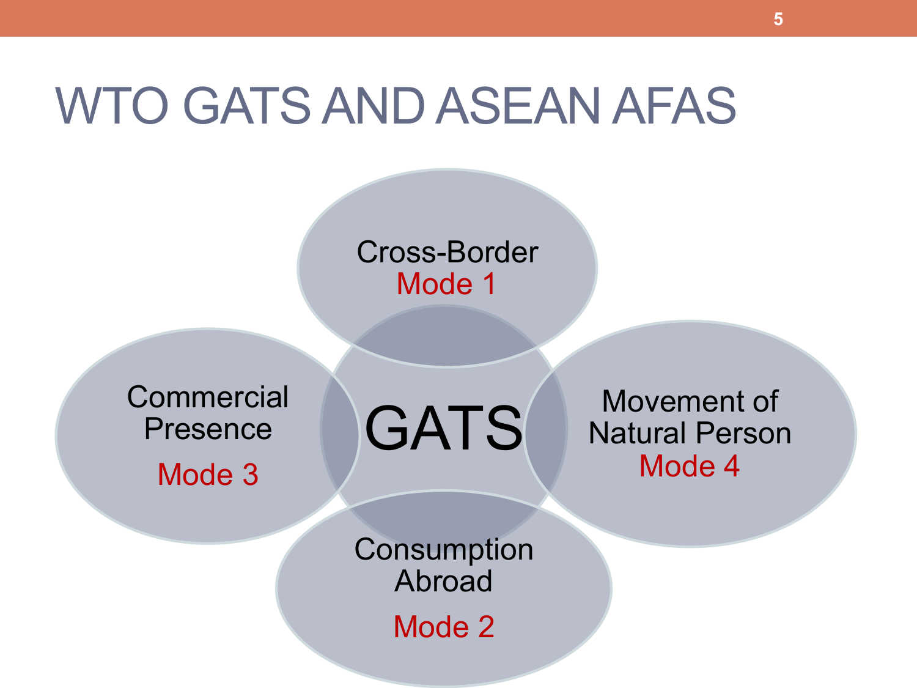# WTO GATS AND ASEAN AFAS

GATS

- Cross-Border
  Mode 1
- Consumption Abroad
  Mode 2
- Commercial Presence
  Mode 3
- Movement of Natural Person
  Mode 4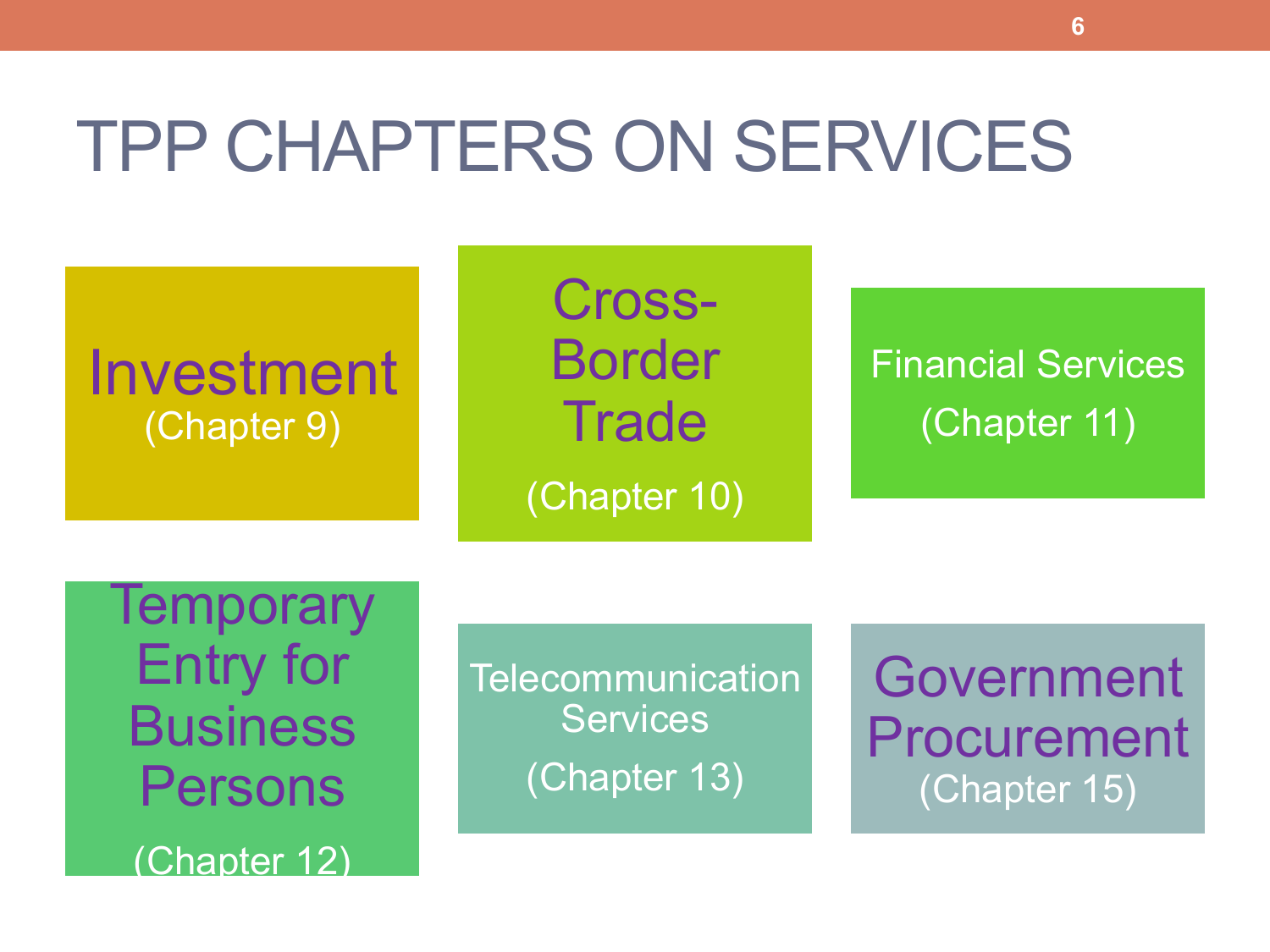# TPP CHAPTERS ON SERVICES

- Investment (Chapter 9)
- Cross-Border Trade (Chapter 10)
- Financial Services (Chapter 11)
- Temporary Entry for Business Persons (Chapter 12)
- Telecommunication Services (Chapter 13)
- Government Procurement (Chapter 15)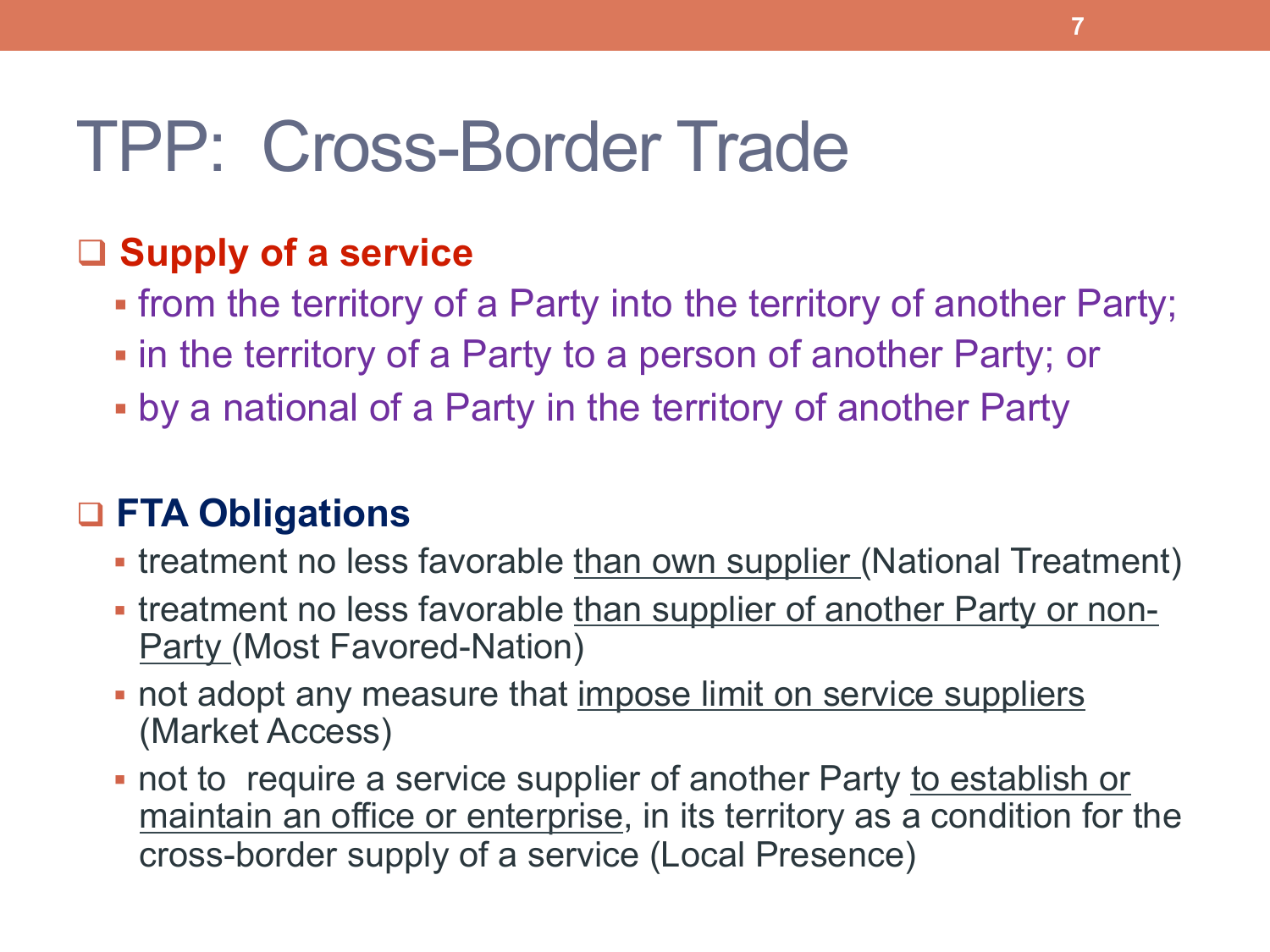# TPP: Cross-Border Trade

- **Supply of a service**
  - from the territory of a Party into the territory of another Party;
  - in the territory of a Party to a person of another Party; or
  - by a national of a Party in the territory of another Party

- **FTA Obligations**
  - treatment no less favorable than own supplier (National Treatment)
  - treatment no less favorable than supplier of another Party or non-Party (Most Favored-Nation)
  - not adopt any measure that impose limit on service suppliers (Market Access)
  - not to require a service supplier of another Party to establish or maintain an office or enterprise, in its territory as a condition for the cross-border supply of a service (Local Presence)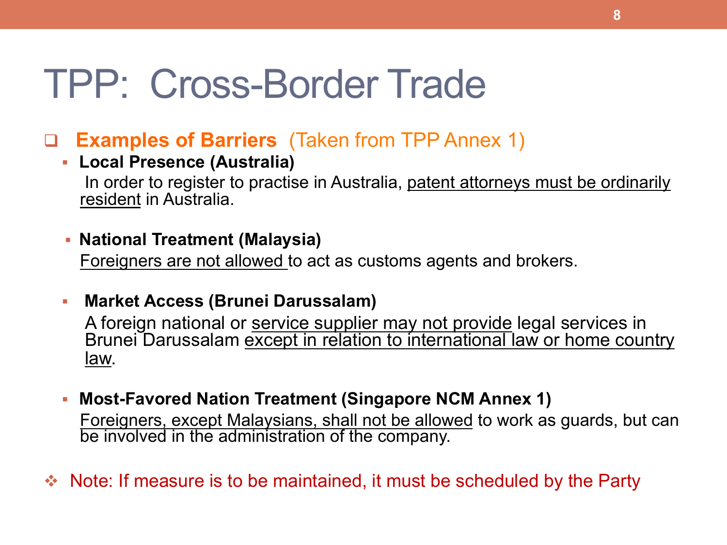# TPP: Cross-Border Trade

- **Examples of Barriers** (Taken from TPP Annex 1)
  - **Local Presence (Australia)**
    In order to register to practise in Australia, <u>patent attorneys must be ordinarily resident</u> in Australia.
  - **National Treatment (Malaysia)**
    <u>Foreigners are not allowed</u> to act as customs agents and brokers.
  - **Market Access (Brunei Darussalam)**
    A foreign national or <u>service supplier may not provide</u> legal services in Brunei Darussalam <u>except in relation to international law or home country law</u>.
  - **Most-Favored Nation Treatment (Singapore NCM Annex 1)**
    <u>Foreigners, except Malaysians, shall not be allowed</u> to work as guards, but can be involved in the administration of the company.

- Note: If measure is to be maintained, it must be scheduled by the Party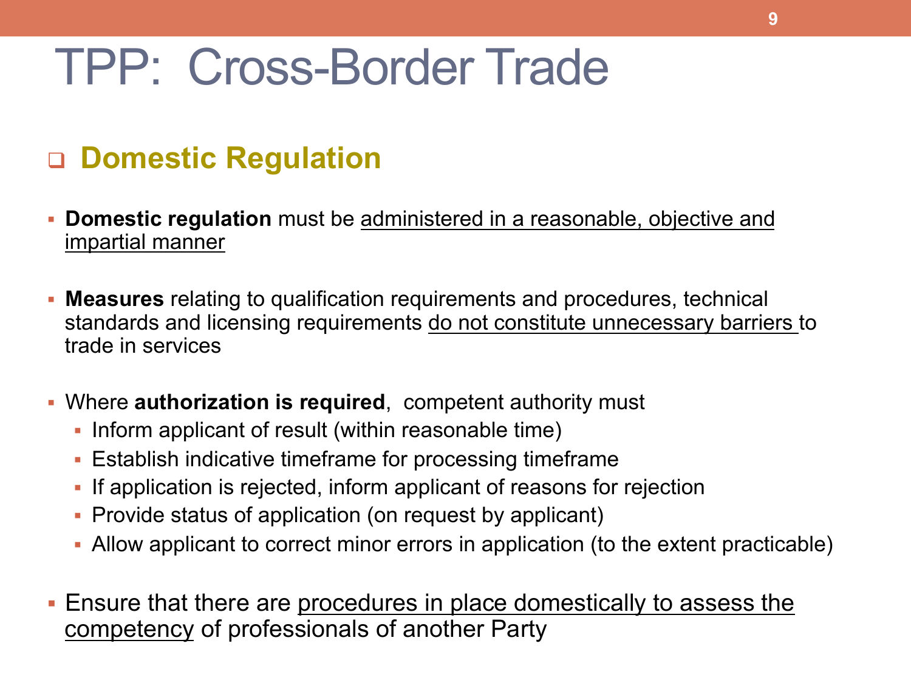# TPP: Cross-Border Trade

## Domestic Regulation

- **Domestic regulation** must be administered in a reasonable, objective and impartial manner

- **Measures** relating to qualification requirements and procedures, technical standards and licensing requirements do not constitute unnecessary barriers to trade in services

- Where **authorization is required**, competent authority must
  - Inform applicant of result (within reasonable time)
  - Establish indicative timeframe for processing timeframe
  - If application is rejected, inform applicant of reasons for rejection
  - Provide status of application (on request by applicant)
  - Allow applicant to correct minor errors in application (to the extent practicable)

- Ensure that there are procedures in place domestically to assess the competency of professionals of another Party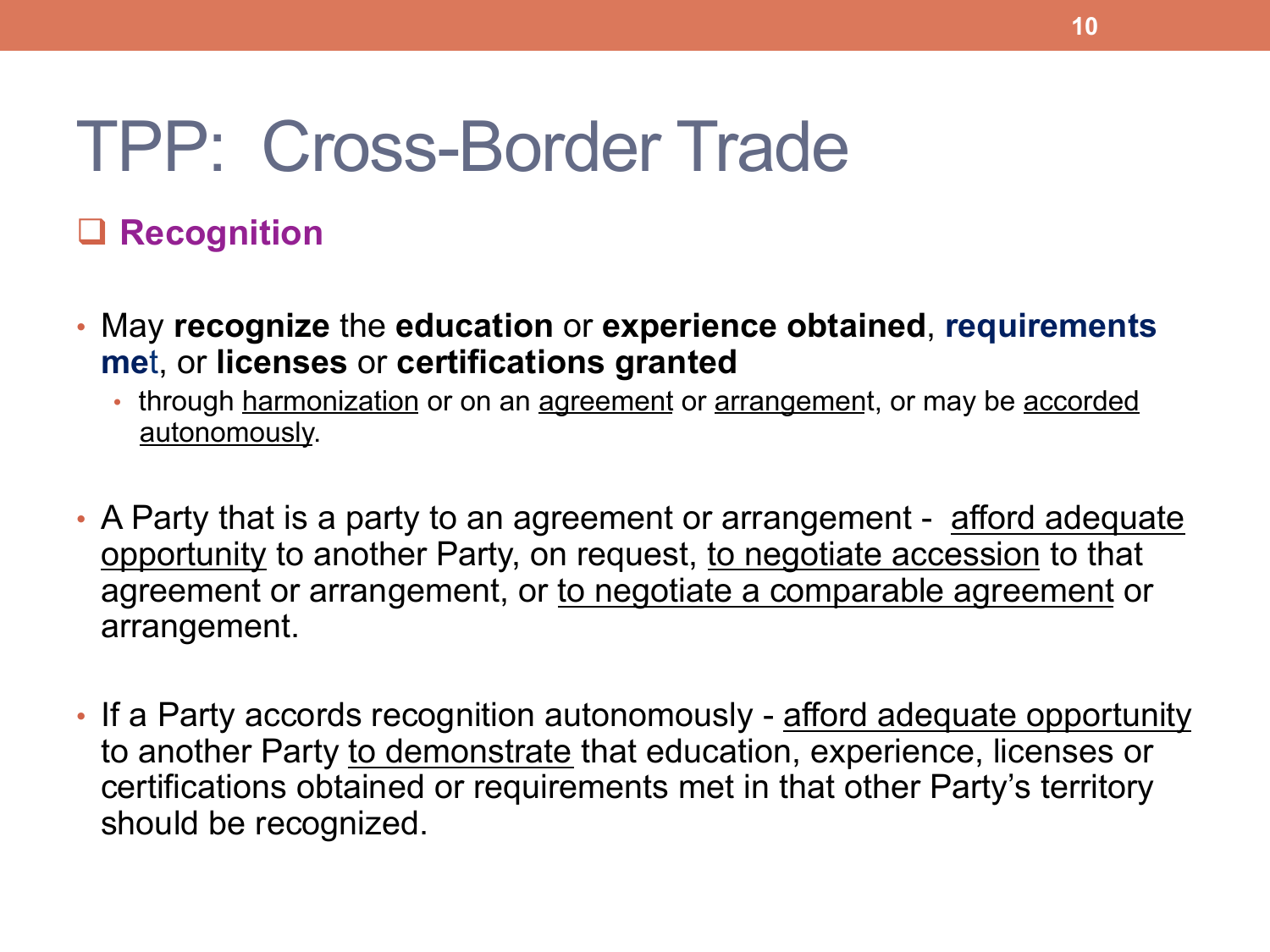# TPP: Cross-Border Trade

## Recognition

- May **recognize** the **education** or **experience obtained**, **requirements met**, or **licenses** or **certifications granted**
  - through <u>harmonization</u> or on an <u>agreement</u> or <u>arrangement</u>, or may be <u>accorded autonomously</u>.

- A Party that is a party to an agreement or arrangement - <u>afford adequate opportunity</u> to another Party, on request, <u>to negotiate accession</u> to that agreement or arrangement, or <u>to negotiate a comparable agreement</u> or arrangement.

- If a Party accords recognition autonomously - <u>afford adequate opportunity</u> to another Party <u>to demonstrate</u> that education, experience, licenses or certifications obtained or requirements met in that other Party's territory should be recognized.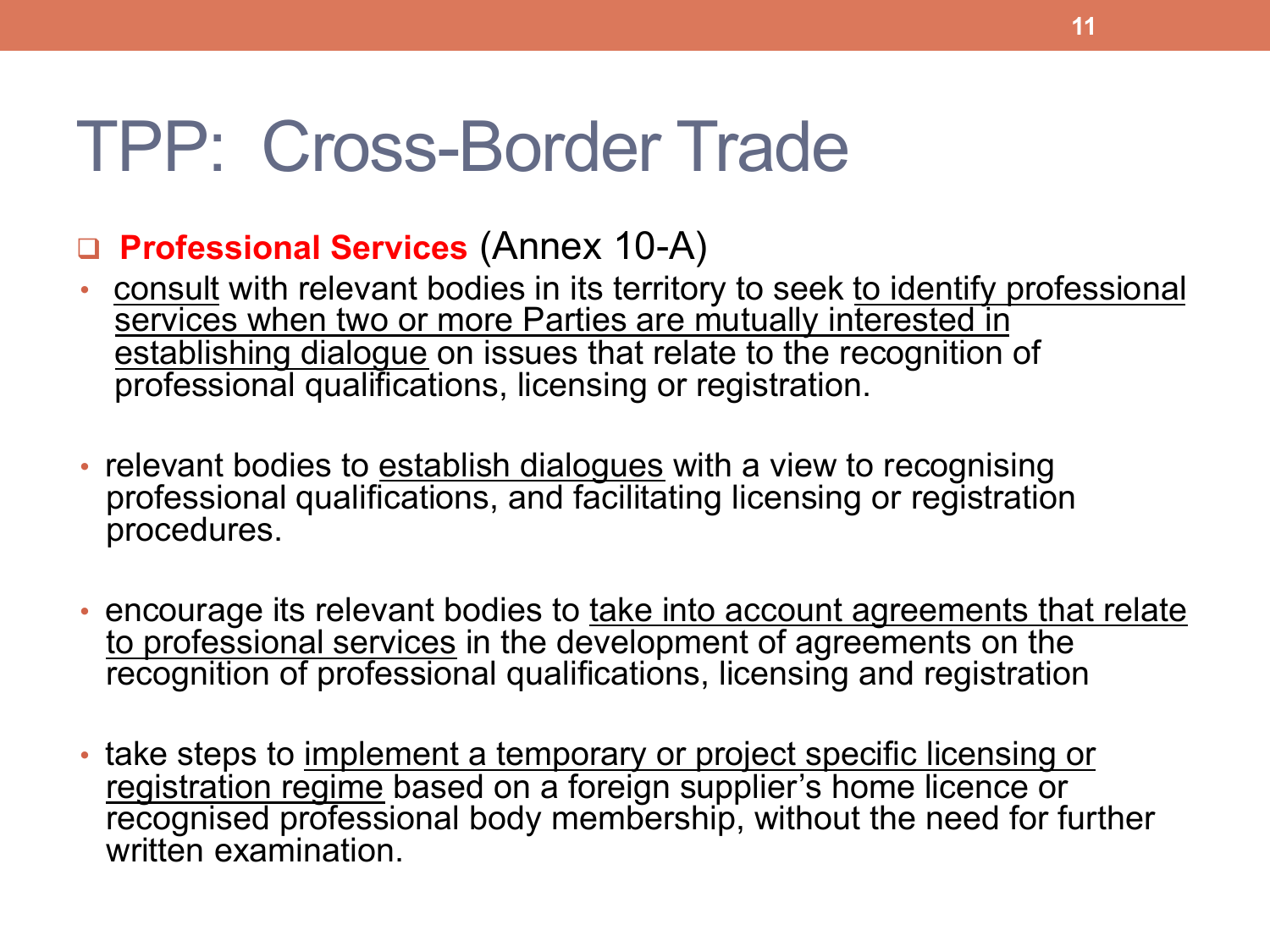# TPP: Cross-Border Trade

- **Professional Services** (Annex 10-A)

- consult with relevant bodies in its territory to seek to identify professional services when two or more Parties are mutually interested in establishing dialogue on issues that relate to the recognition of professional qualifications, licensing or registration.

- relevant bodies to establish dialogues with a view to recognising professional qualifications, and facilitating licensing or registration procedures.

- encourage its relevant bodies to take into account agreements that relate to professional services in the development of agreements on the recognition of professional qualifications, licensing and registration

- take steps to implement a temporary or project specific licensing or registration regime based on a foreign supplier's home licence or recognised professional body membership, without the need for further written examination.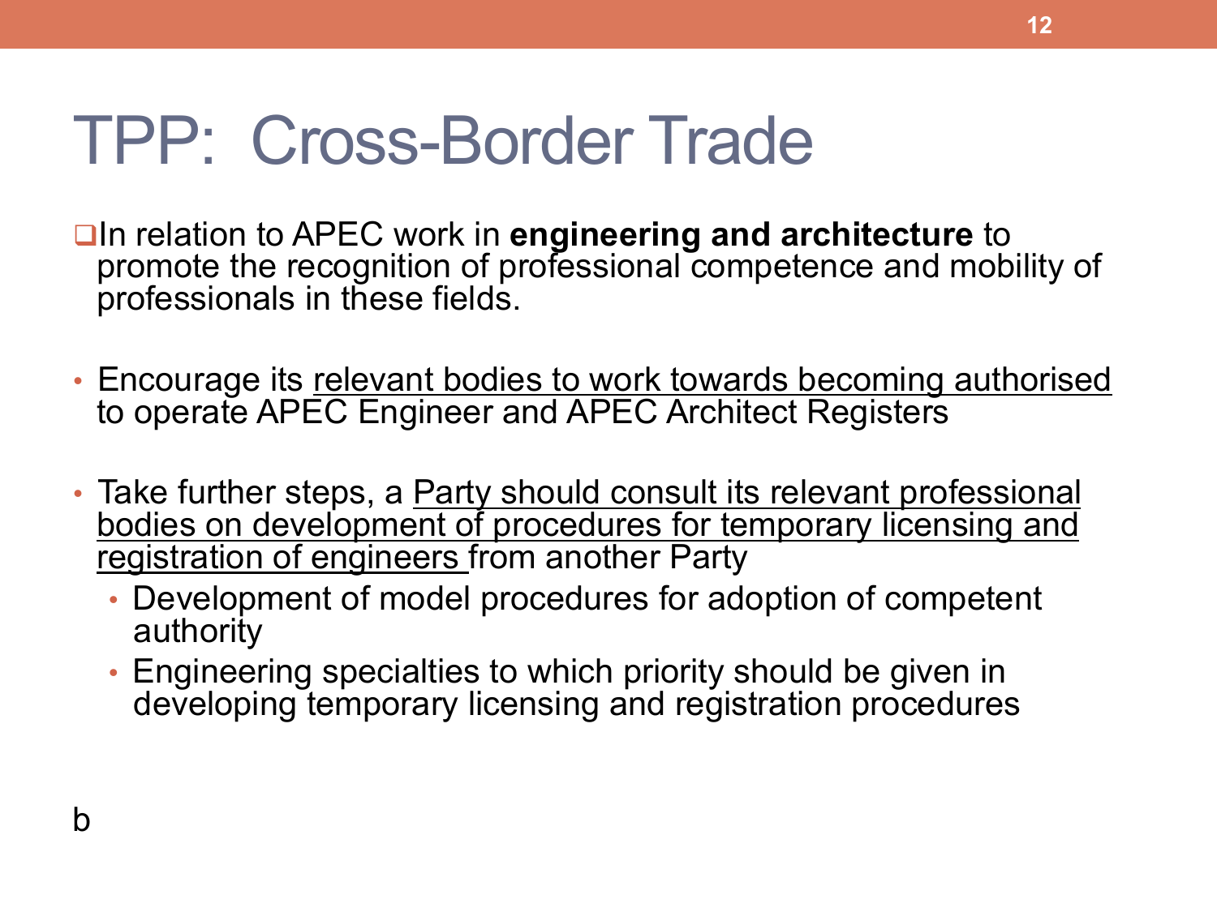# TPP: Cross-Border Trade

- In relation to APEC work in **engineering and architecture** to promote the recognition of professional competence and mobility of professionals in these fields.

- Encourage its relevant bodies to work towards becoming authorised to operate APEC Engineer and APEC Architect Registers

- Take further steps, a Party should consult its relevant professional bodies on development of procedures for temporary licensing and registration of engineers from another Party
  - Development of model procedures for adoption of competent authority
  - Engineering specialties to which priority should be given in developing temporary licensing and registration procedures

b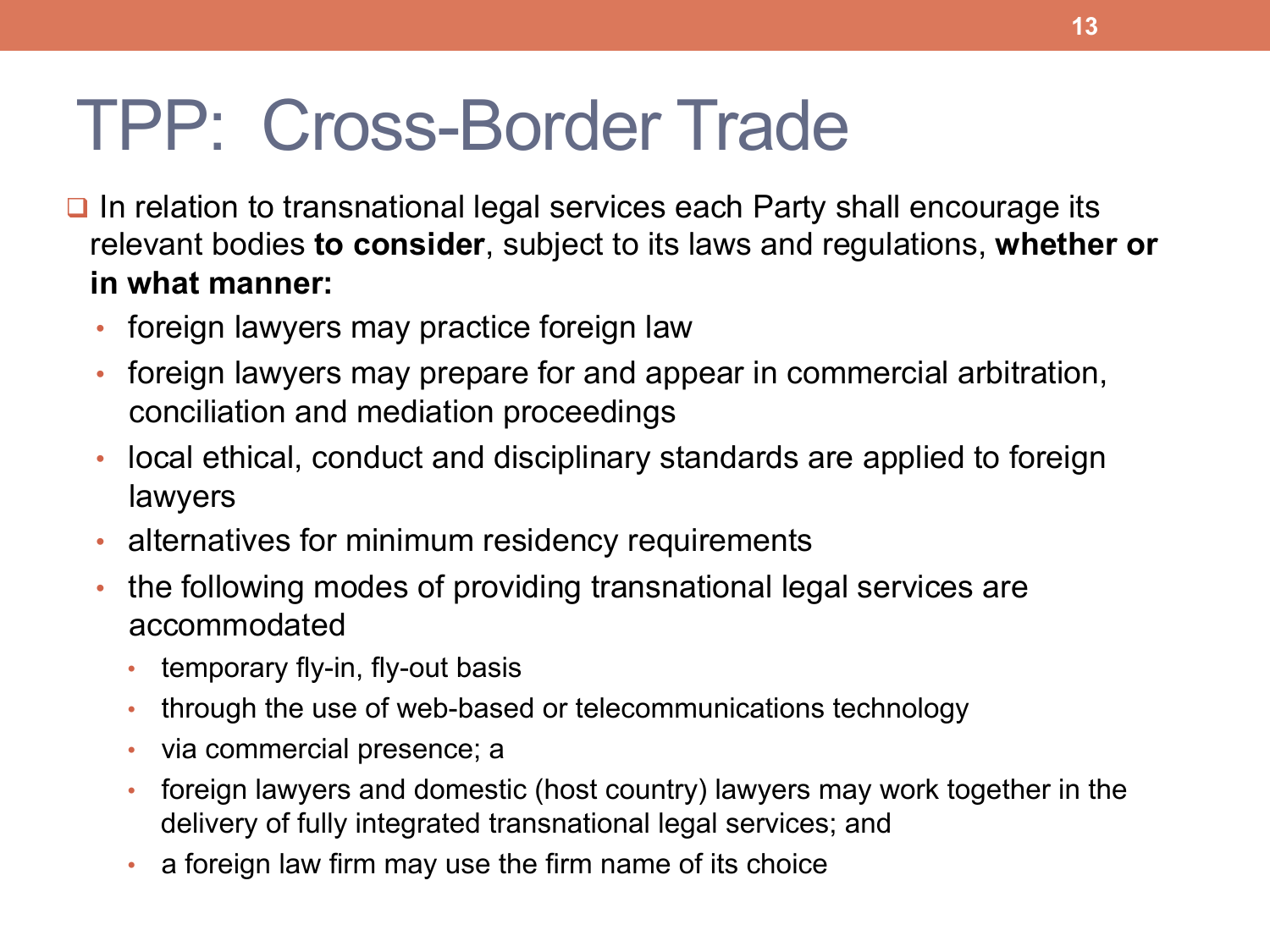# TPP: Cross-Border Trade

- In relation to transnational legal services each Party shall encourage its relevant bodies **to consider**, subject to its laws and regulations, **whether or in what manner:**
  - foreign lawyers may practice foreign law
  - foreign lawyers may prepare for and appear in commercial arbitration, conciliation and mediation proceedings
  - local ethical, conduct and disciplinary standards are applied to foreign lawyers
  - alternatives for minimum residency requirements
  - the following modes of providing transnational legal services are accommodated
    - temporary fly-in, fly-out basis
    - through the use of web-based or telecommunications technology
    - via commercial presence; a
    - foreign lawyers and domestic (host country) lawyers may work together in the delivery of fully integrated transnational legal services; and
    - a foreign law firm may use the firm name of its choice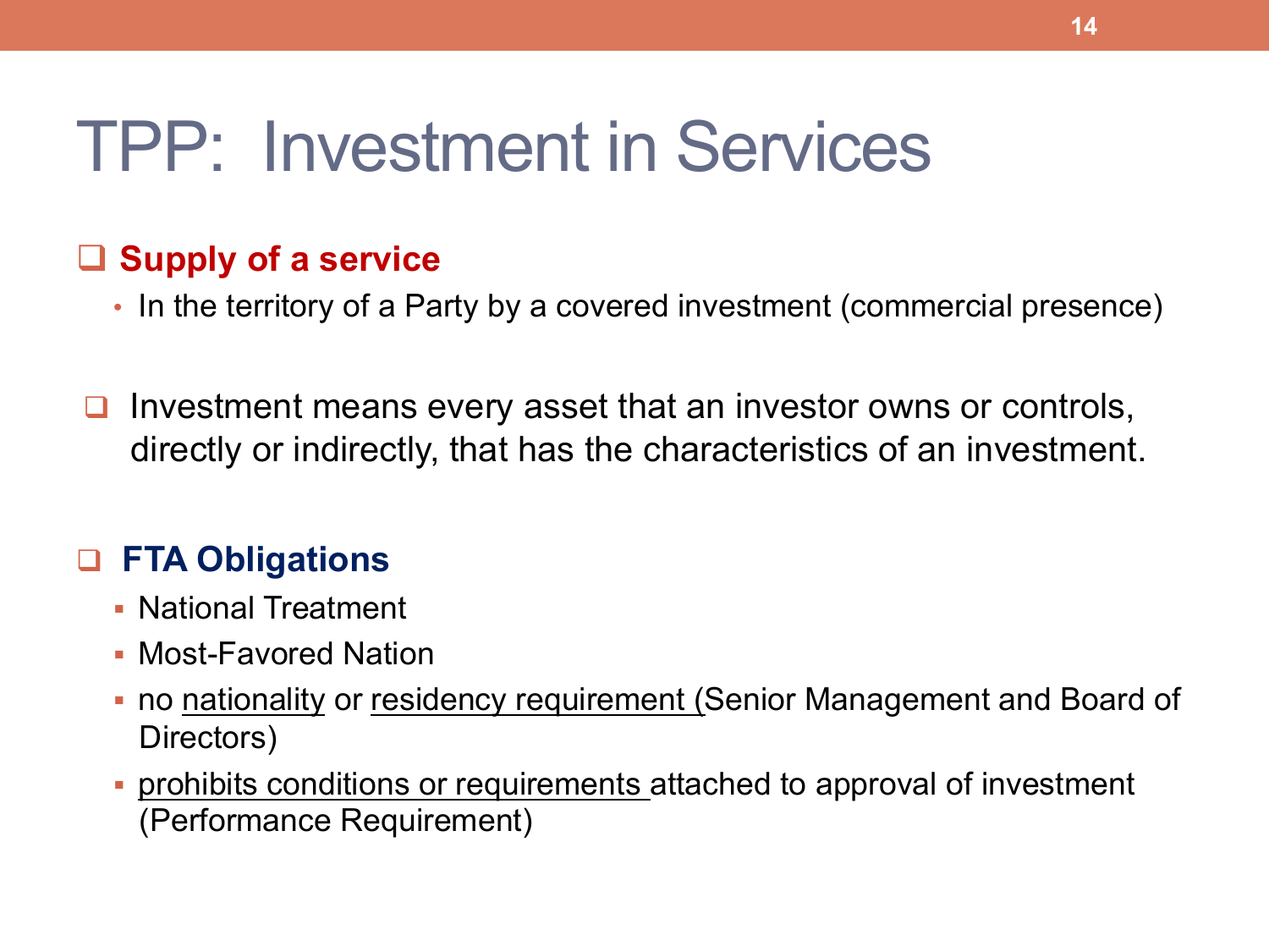# TPP: Investment in Services

- **Supply of a service**
  - In the territory of a Party by a covered investment (commercial presence)

- Investment means every asset that an investor owns or controls, directly or indirectly, that has the characteristics of an investment.

- **FTA Obligations**
  - National Treatment
  - Most-Favored Nation
  - no nationality or residency requirement (Senior Management and Board of Directors)
  - prohibits conditions or requirements attached to approval of investment (Performance Requirement)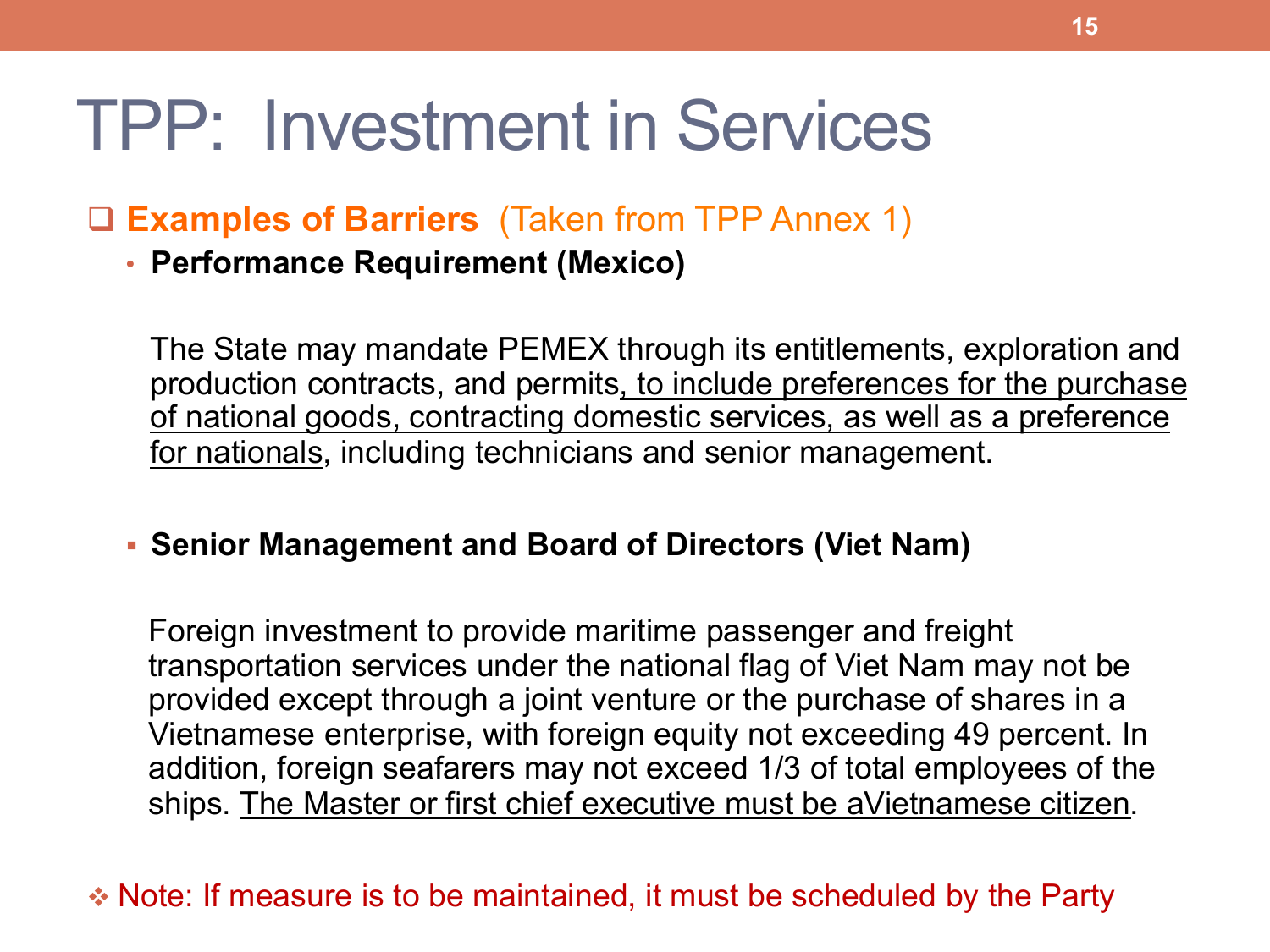# TPP: Investment in Services

- **Examples of Barriers** (Taken from TPP Annex 1)
  - **Performance Requirement (Mexico)**

    The State may mandate PEMEX through its entitlements, exploration and production contracts, and permits, <u>to include preferences for the purchase of national goods, contracting domestic services, as well as a preference for nationals</u>, including technicians and senior management.

  - **Senior Management and Board of Directors (Viet Nam)**

    Foreign investment to provide maritime passenger and freight transportation services under the national flag of Viet Nam may not be provided except through a joint venture or the purchase of shares in a Vietnamese enterprise, with foreign equity not exceeding 49 percent. In addition, foreign seafarers may not exceed 1/3 of total employees of the ships. <u>The Master or first chief executive must be aVietnamese citizen</u>.

- Note: If measure is to be maintained, it must be scheduled by the Party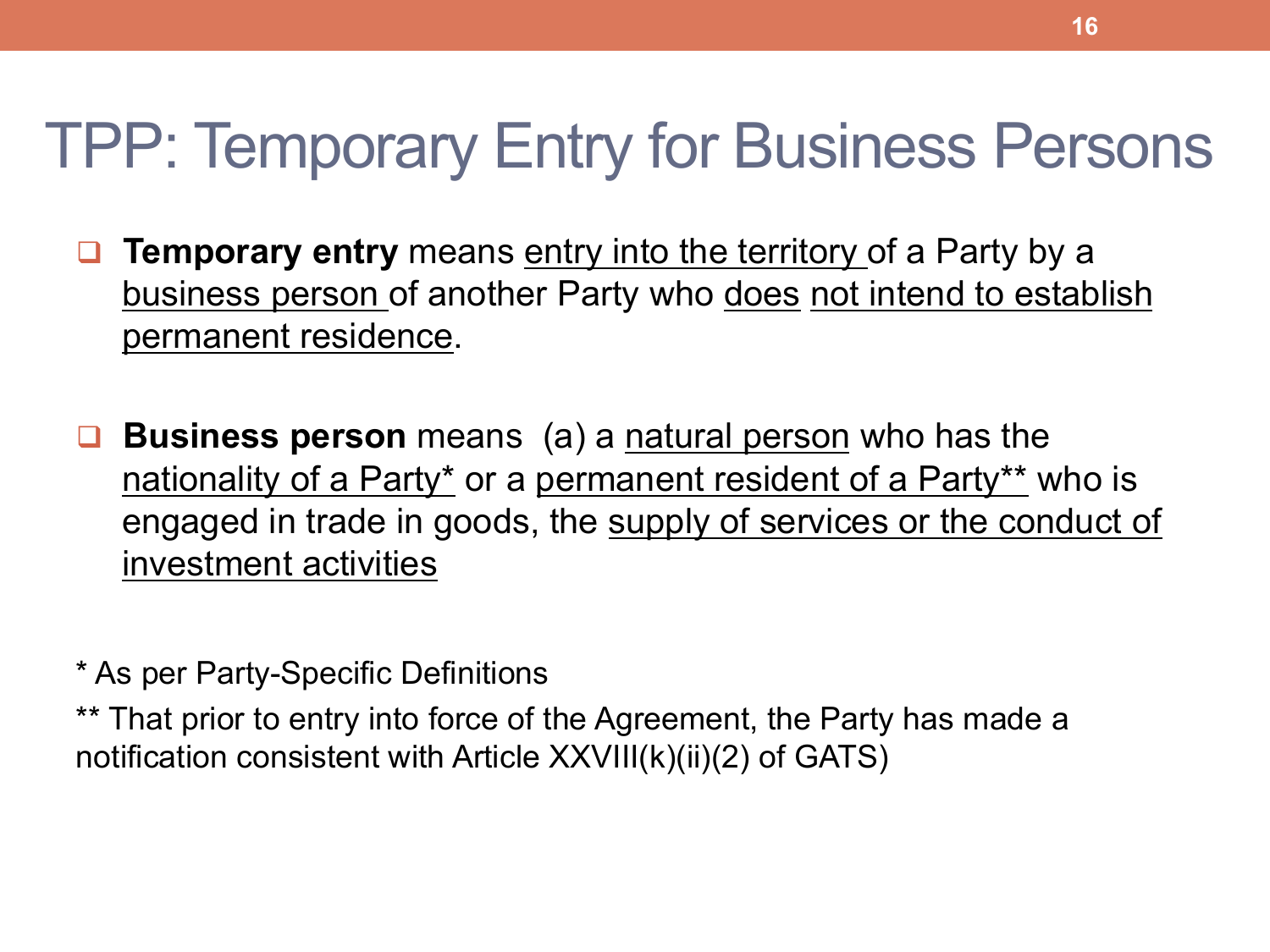# TPP: Temporary Entry for Business Persons

- **Temporary entry** means entry into the territory of a Party by a business person of another Party who does not intend to establish permanent residence.

- **Business person** means (a) a natural person who has the nationality of a Party* or a permanent resident of a Party** who is engaged in trade in goods, the supply of services or the conduct of investment activities

* As per Party-Specific Definitions

** That prior to entry into force of the Agreement, the Party has made a notification consistent with Article XXVIII(k)(ii)(2) of GATS)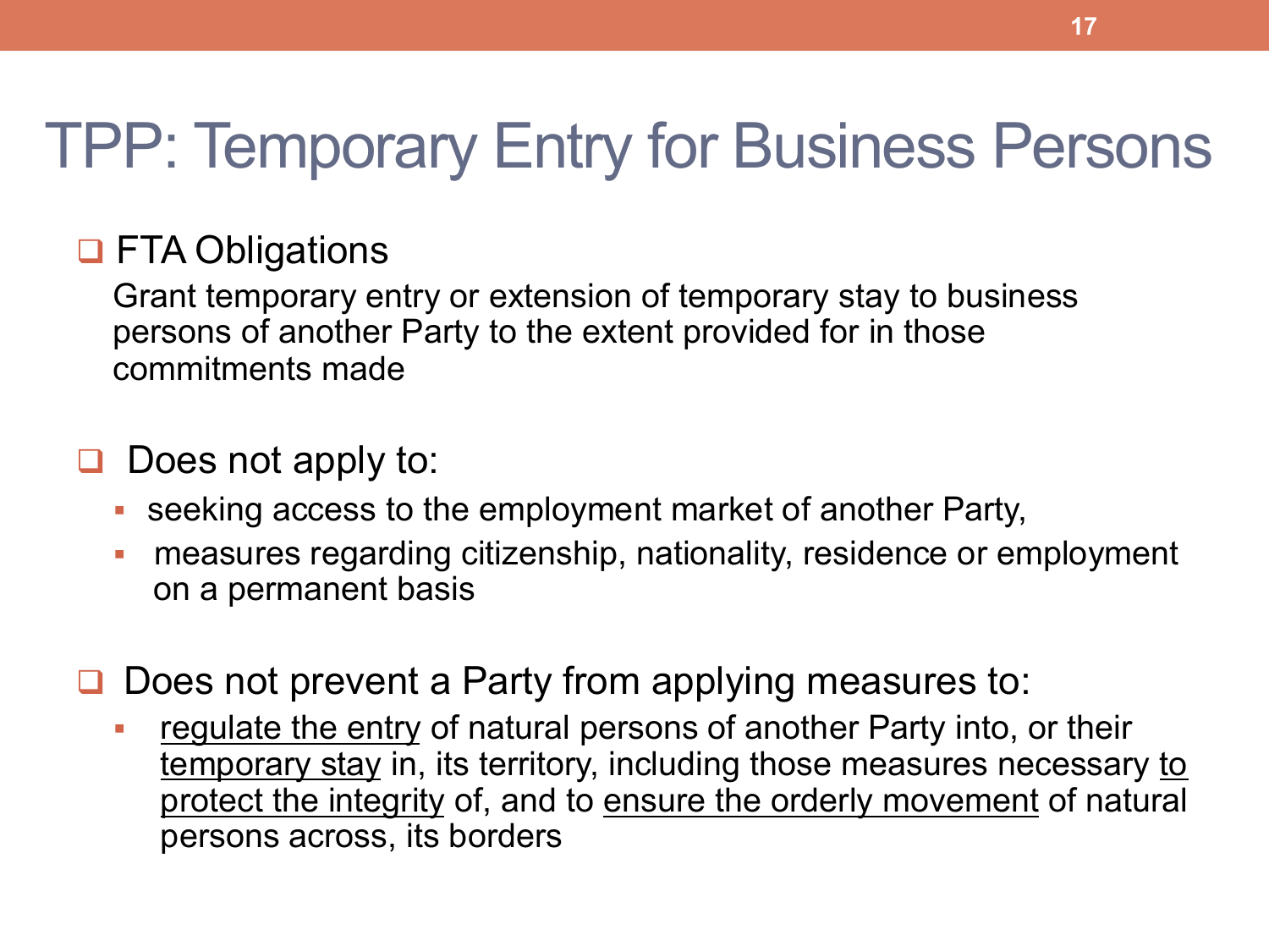# TPP: Temporary Entry for Business Persons

- **FTA Obligations**

  Grant temporary entry or extension of temporary stay to business persons of another Party to the extent provided for in those commitments made

- **Does not apply to:**
  - seeking access to the employment market of another Party,
  - measures regarding citizenship, nationality, residence or employment on a permanent basis

- **Does not prevent a Party from applying measures to:**
  - <u>regulate the entry</u> of natural persons of another Party into, or their <u>temporary stay</u> in, its territory, including those measures necessary <u>to protect the integrity</u> of, and to <u>ensure the orderly movement</u> of natural persons across, its borders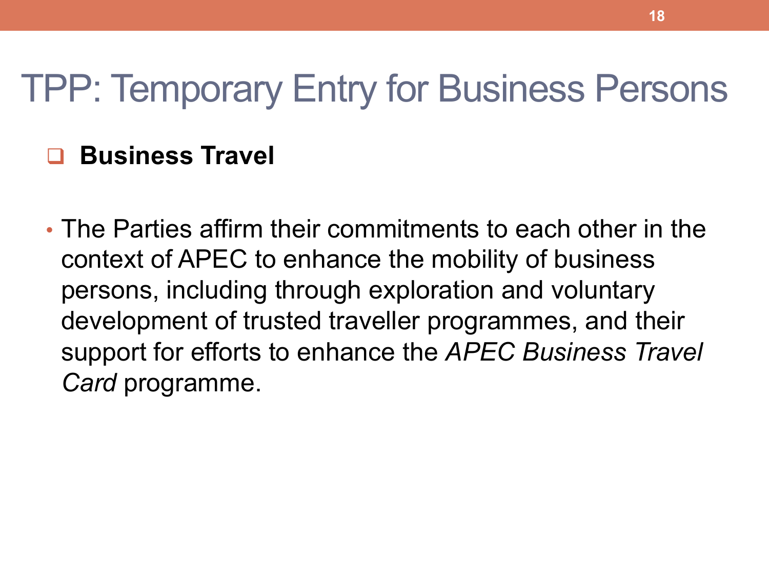# TPP: Temporary Entry for Business Persons

- **Business Travel**

- The Parties affirm their commitments to each other in the context of APEC to enhance the mobility of business persons, including through exploration and voluntary development of trusted traveller programmes, and their support for efforts to enhance the *APEC Business Travel Card* programme.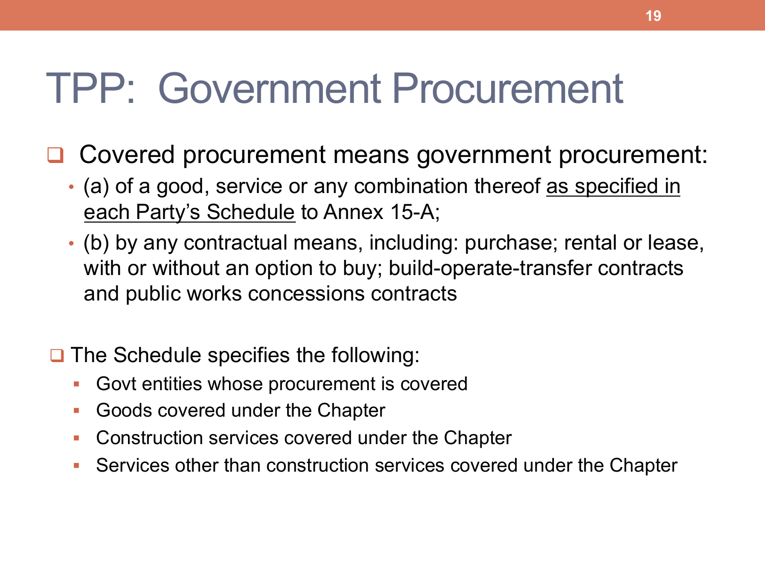# TPP: Government Procurement

- Covered procurement means government procurement:
  - (a) of a good, service or any combination thereof as specified in each Party's Schedule to Annex 15-A;
  - (b) by any contractual means, including: purchase; rental or lease, with or without an option to buy; build-operate-transfer contracts and public works concessions contracts

- The Schedule specifies the following:
  - Govt entities whose procurement is covered
  - Goods covered under the Chapter
  - Construction services covered under the Chapter
  - Services other than construction services covered under the Chapter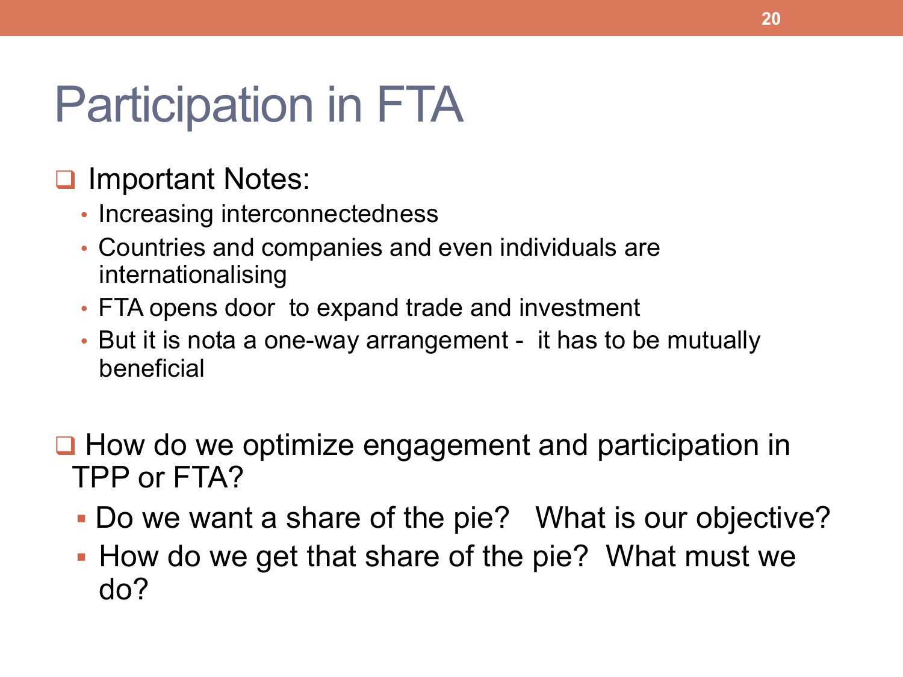# Participation in FTA

- Important Notes:
  - Increasing interconnectedness
  - Countries and companies and even individuals are internationalising
  - FTA opens door to expand trade and investment
  - But it is nota a one-way arrangement - it has to be mutually beneficial

- How do we optimize engagement and participation in TPP or FTA?
  - Do we want a share of the pie? What is our objective?
  - How do we get that share of the pie? What must we do?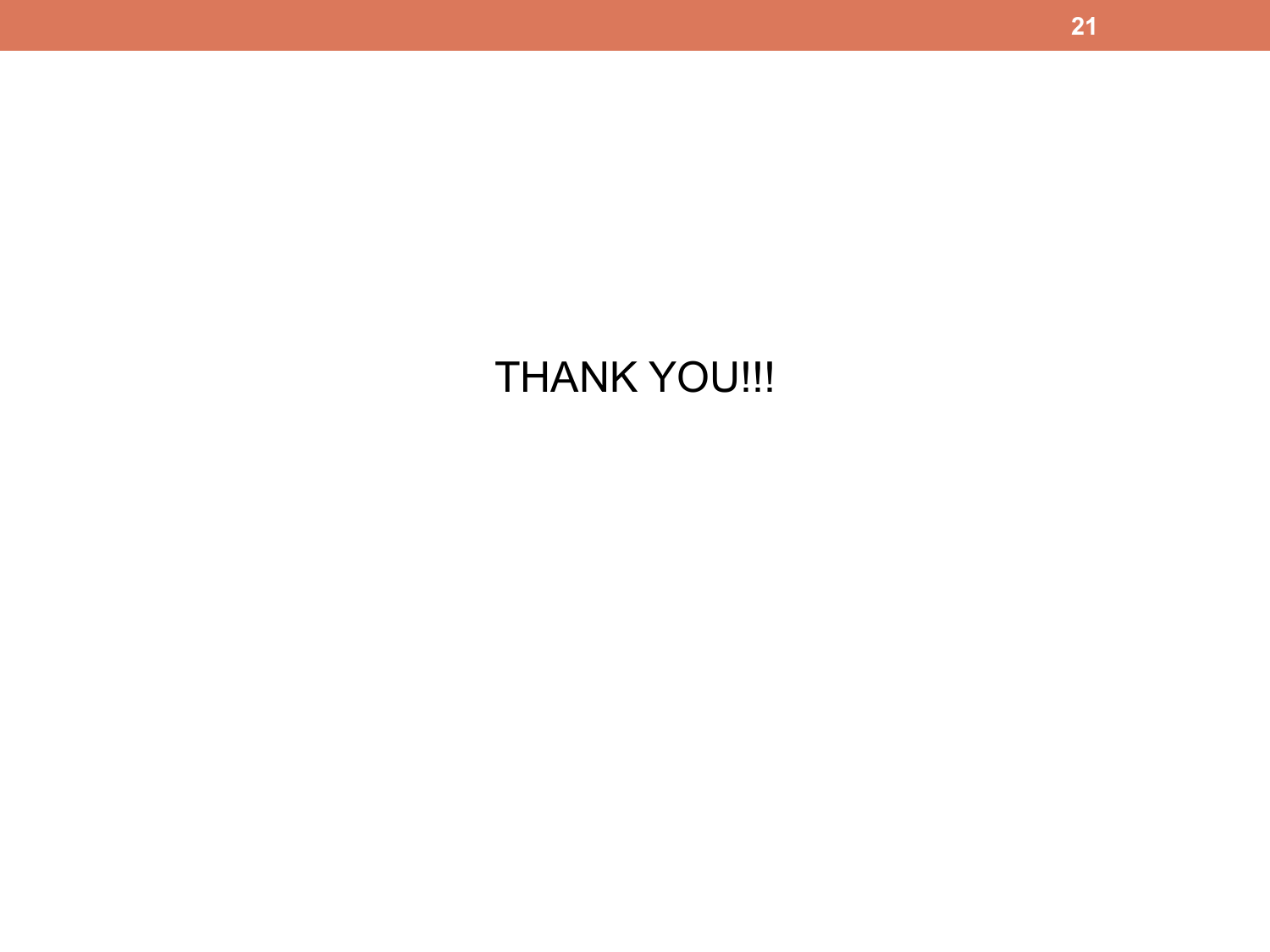THANK YOU!!!